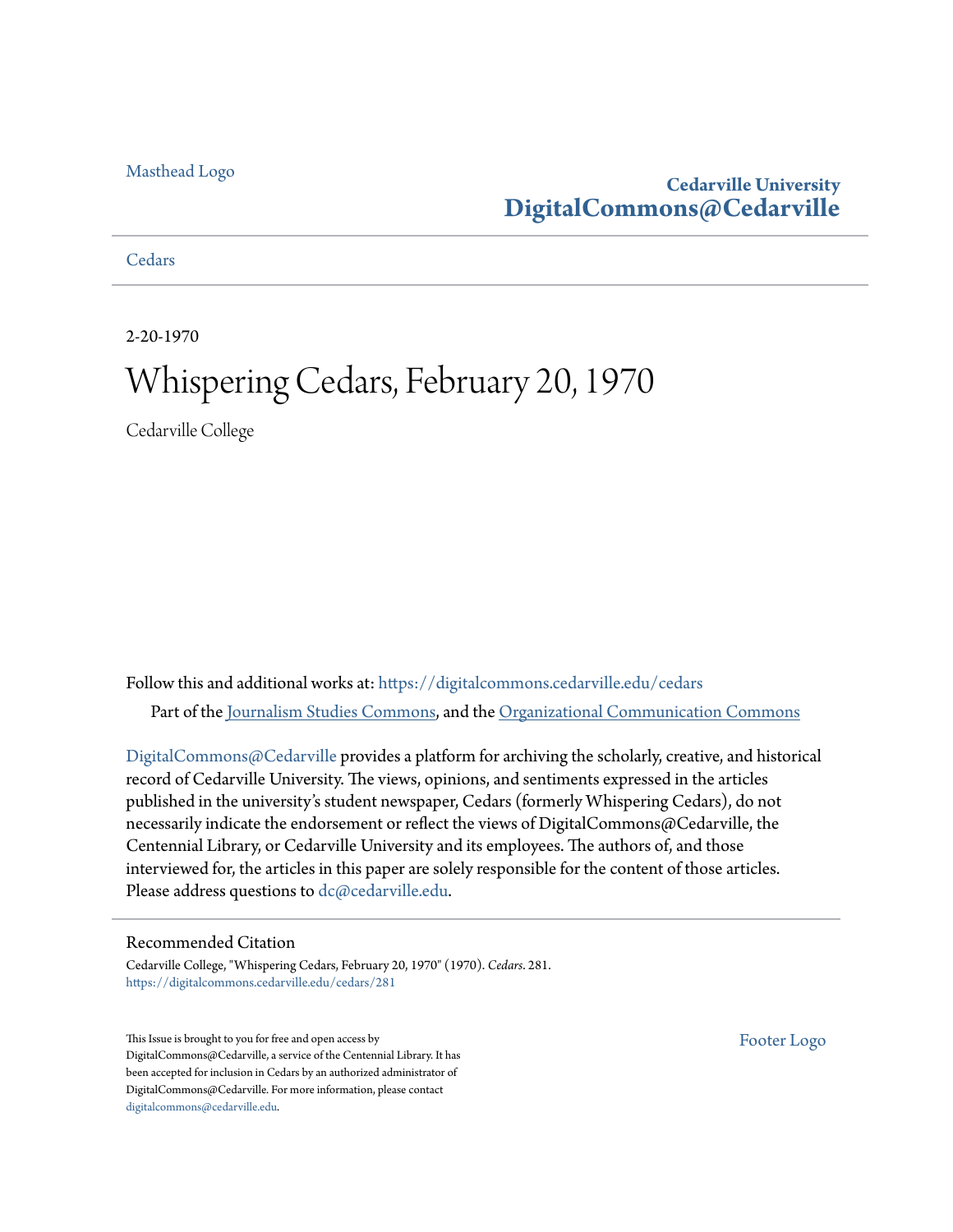Masthead Logo

**Cedarville University**
**DigitalCommons@Cedarville**

Cedars

2-20-1970

# Whispering Cedars, February 20, 1970

Cedarville College

Follow this and additional works at: https://digitalcommons.cedarville.edu/cedars

Part of the Journalism Studies Commons, and the Organizational Communication Commons

DigitalCommons@Cedarville provides a platform for archiving the scholarly, creative, and historical record of Cedarville University. The views, opinions, and sentiments expressed in the articles published in the university's student newspaper, Cedars (formerly Whispering Cedars), do not necessarily indicate the endorsement or reflect the views of DigitalCommons@Cedarville, the Centennial Library, or Cedarville University and its employees. The authors of, and those interviewed for, the articles in this paper are solely responsible for the content of those articles. Please address questions to dc@cedarville.edu.

## Recommended Citation

Cedarville College, "Whispering Cedars, February 20, 1970" (1970). *Cedars*. 281.
https://digitalcommons.cedarville.edu/cedars/281

This Issue is brought to you for free and open access by DigitalCommons@Cedarville, a service of the Centennial Library. It has been accepted for inclusion in Cedars by an authorized administrator of DigitalCommons@Cedarville. For more information, please contact digitalcommons@cedarville.edu.

Footer Logo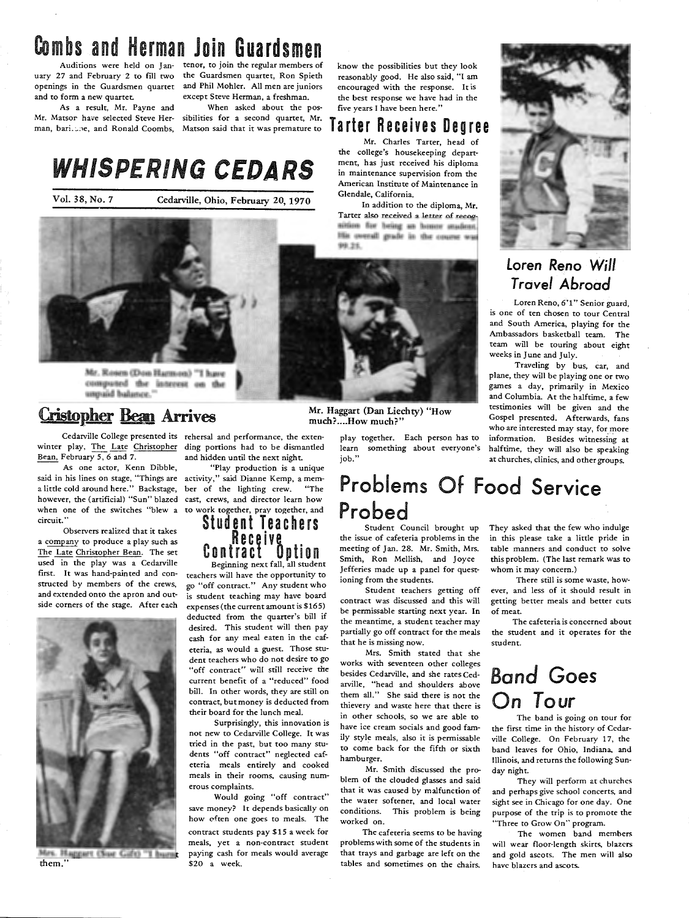# Combs and Herman Join Guardsmen

Auditions were held on January 27 and February 2 to fill two openings in the Guardsmen quartet and to form a new quartet.

As a result, Mr. Payne and Mr. Matson have selected Steve Herman, baritone, and Ronald Coombs, tenor, to join the regular members of the Guardsmen quartet, Ron Spieth and Phil Mohler. All men are juniors except Steve Herman, a freshman.

When asked about the possibilities for a second quartet, Mr. Matson said that it was premature to know the possibilities but they look reasonably good. He also said, "I am encouraged with the response. It is the best response we have had in the five years I have been here."

# WHISPERING CEDARS

Vol. 38, No. 7 Cedarville, Ohio, February 20, 1970

## Tarter Receives Degree

Mr. Charles Tarter, head of the college's housekeeping department, has just received his diploma in maintenance supervision from the American Institute of Maintenance in Glendale, California.

In addition to the diploma, Mr. Tarter also received a letter of recognition for being an honor student. His overall grade in the course was 99.25.

## Loren Reno Will Travel Abroad

Loren Reno, 6'1" Senior guard, is one of ten chosen to tour Central and South America, playing for the Ambassadors basketball team. The team will be touring about eight weeks in June and July.

Traveling by bus, car, and plane, they will be playing one or two games a day, primarily in Mexico and Columbia. At the halftime, a few testimonies will be given and the Gospel presented. Afterwards, fans who are interested may stay, for more information. Besides witnessing at halftime, they will also be speaking at churches, clinics, and other groups.

Mr. Rosen (Don Harmon) "I have computed the interest on the unpaid balance."

Mr. Haggart (Dan Liechty) "How much?....How much?"

## Cristopher Bean Arrives

Cedarville College presented its winter play, The Late Christopher Bean, February 5, 6 and 7.

As one actor, Kenn Dibble, said in his lines on stage, "Things are a little cold around here." Backstage, however, the (artificial) "Sun" blazed when one of the switches "blew a circuit."

Observers realized that it takes a company to produce a play such as The Late Christopher Bean. The set used in the play was a Cedarville first. It was hand-painted and constructed by members of the crews, and extended onto the apron and outside corners of the stage. After each rehersal and performance, the extending portions had to be dismantled and hidden until the next night.

"Play production is a unique activity," said Dianne Kemp, a member of the lighting crew. "The cast, crews, and director learn how to work together, pray together, and play together. Each person has to learn something about everyone's job."

Mrs. Haggart (Sue Gift) "I burnt them."

## Student Teachers Receive Contract Option

Beginning next fall, all student teachers will have the opportunity to go "off contract." Any student who is student teaching may have board expenses (the current amount is $165) deducted from the quarter's bill if desired. This student will then pay cash for any meal eaten in the cafeteria, as would a guest. Those student teachers who do not desire to go "off contract" will still receive the current benefit of a "reduced" food bill. In other words, they are still on contract, but money is deducted from their board for the lunch meal.

Surprisingly, this innovation is not new to Cedarville College. It was tried in the past, but too many students "off contract" neglected cafeteria meals entirely and cooked meals in their rooms, causing numerous complaints.

Would going "off contract" save money? It depends basically on how often one goes to meals. The contract students pay $15 a week for meals, yet a non-contract student paying cash for meals would average $20 a week.

## Problems Of Food Service Probed

Student Council brought up the issue of cafeteria problems in the meeting of Jan. 28. Mr. Smith, Mrs. Smith, Ron Mellish, and Joyce Jefferies made up a panel for questioning from the students.

Student teachers getting off contract was discussed and this will be permissable starting next year. In the meantime, a student teacher may partially go off contract for the meals that he is missing now.

Mrs. Smith stated that she works with seventeen other colleges besides Cedarville, and she rates Cedarville, "head and shoulders above them all." She said there is not the thievery and waste here that there is in other schools, so we are able to have ice cream socials and good family style meals, also it is permissable to come back for the fifth or sixth hamburger.

Mr. Smith discussed the problem of the clouded glasses and said that it was caused by malfunction of the water softener, and local water conditions. This problem is being worked on.

The cafeteria seems to be having problems with some of the students in that trays and garbage are left on the tables and sometimes on the chairs. They asked that the few who indulge in this please take a little pride in table manners and conduct to solve this problem. (The last remark was to whom it may concern.)

There still is some waste, however, and less of it should result in getting better meals and better cuts of meat.

The cafeteria is concerned about the student and it operates for the student.

## Band Goes On Tour

The band is going on tour for the first time in the history of Cedarville College. On February 17, the band leaves for Ohio, Indiana, and Illinois, and returns the following Sunday night.

They will perform at churches and perhaps give school concerts, and sight see in Chicago for one day. One purpose of the trip is to promote the "Three to Grow On" program.

The women band members will wear floor-length skirts, blazers and gold ascots. The men will also have blazers and ascots.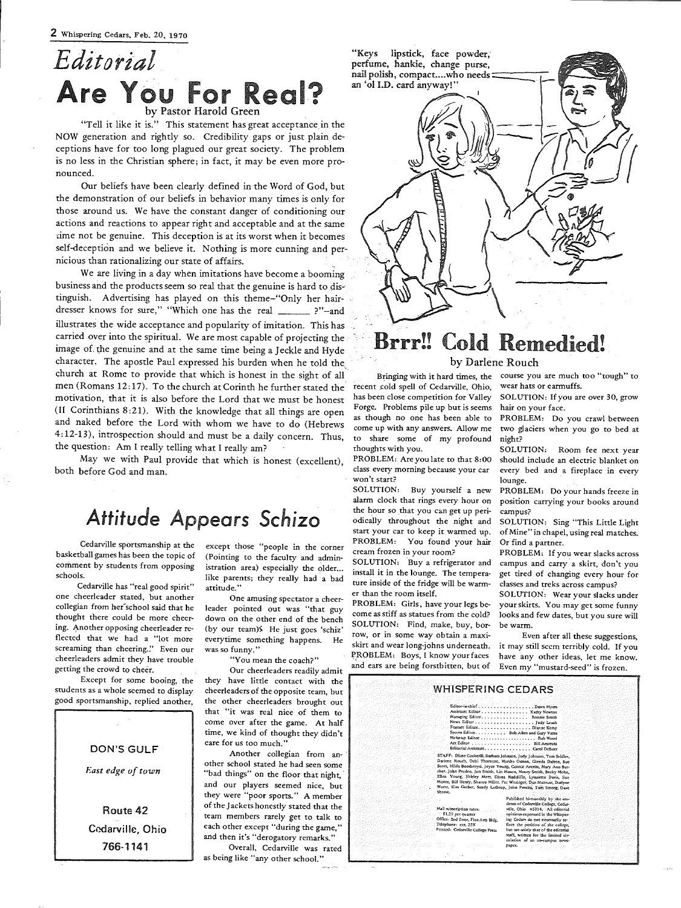# Editorial

## Are You For Real?

by Pastor Harold Green

"Tell it like it is." This statement has great acceptance in the NOW generation and rightly so. Credibility gaps or just plain deceptions have for too long plagued our great society. The problem is no less in the Christian sphere; in fact, it may be even more pronounced.

Our beliefs have been clearly defined in the Word of God, but the demonstration of our beliefs in behavior many times is only for those around us. We have the constant danger of conditioning our actions and reactions to appear right and acceptable and at the same time not be genuine. This deception is at its worst when it becomes self-deception and we believe it. Nothing is more cunning and pernicious than rationalizing our state of affairs.

We are living in a day when imitations have become a booming business and the products seem so real that the genuine is hard to distinguish. Advertising has played on this theme–"Only her hairdresser knows for sure," "Which one has the real ______ ?"–and illustrates the wide acceptance and popularity of imitation. This has carried over into the spiritual. We are most capable of projecting the image of the genuine and at the same time being a Jeckle and Hyde character. The apostle Paul expressed his burden when he told the church at Rome to provide that which is honest in the sight of all men (Romans 12:17). To the church at Corinth he further stated the motivation, that it is also before the Lord that we must be honest (II Corinthians 8:21). With the knowledge that all things are open and naked before the Lord with whom we have to do (Hebrews 4:12-13), introspection should and must be a daily concern. Thus, the question: Am I really telling what I really am?

May we with Paul provide that which is honest (excellent), both before God and man.

"Keys lipstick, face powder, perfume, hankie, change purse, nail polish, compact....who needs an 'ol I.D. card anyway!"

## Brrr!! Cold Remedied!

by Darlene Rouch

Bringing with it hard times, the recent cold spell of Cedarville, Ohio, has been close competition for Valley Forge. Problems pile up but is seems as though no one has been able to come up with any answers. Allow me to share some of my profound thoughts with you.

PROBLEM: Are you late to that 8:00 class every morning because your car won't start?

SOLUTION: Buy yourself a new alarm clock that rings every hour on the hour so that you can get up periodically throughout the night and start your car to keep it warmed up.

PROBLEM: You found your hair cream frozen in your room?

SOLUTION: Buy a refrigerator and install it in the lounge. The temperature inside of the fridge will be warmer than the room itself.

PROBLEM: Girls, have your legs become as stiff as statues from the cold?

SOLUTION: Find, make, buy, borrow, or in some way obtain a maxi-skirt and wear long-johns underneath.

PROBLEM: Boys, I know your faces and ears are being forstbitten, but of course you are much too "tough" to wear hats or earmuffs.

SOLUTION: If you are over 30, grow hair on your face.

PROBLEM: Do you crawl between two glaciers when you go to bed at night?

SOLUTION: Room fee next year should include an electric blanket on every bed and a fireplace in every lounge.

PROBLEM: Do your hands freeze in position carrying your books around campus?

SOLUTION: Sing "This Little Light of Mine" in chapel, using real matches. Or find a partner.

PROBLEM: If you wear slacks across campus and carry a skirt, don't you get tired of changing every hour for classes and treks across campus?

SOLUTION: Wear your slacks under your skirts. You may get some funny looks and few dates, but you sure will be warm.

Even after all these suggestions, it may still seem terribly cold. If you have any other ideas, let me know. Even my "mustard-seed" is frozen.

## Attitude Appears Schizo

Cedarville sportsmanship at the basketball games has been the topic of comment by students from opposing schools.

Cedarville has "real good spirit" one cheerleader stated, but another collegian from her school said that he thought there could be more cheering. Another opposing cheerleader reflected that we had a "lot more screaming than cheering." Even our cheerleaders admit they have trouble getting the crowd to cheer.

Except for some booing, the students as a whole seemed to display good sportsmanship, replied another, except those "people in the corner (Pointing to the faculty and administration area) especially the older... like parents; they really had a bad attitude."

One amusing spectator a cheerleader pointed out was "that guy down on the other end of the bench (by our team)! He just goes 'schiz' everytime something happens. He was so funny."

"You mean the coach?"

Our cheerleaders readily admit they have little contact with the cheerleaders of the opposite team, but the other cheerleaders brought out that "it was real nice of them to come over after the game. At half time, we kind of thought they didn't care for us too much."

Another collegian from another school stated he had seen some "bad things" on the floor that night, and our players seemed nice, but they were "poor sports." A member of the Jackets honestly stated that the team members rarely get to talk to each other except "during the game," and then it's "derogatory remarks."

Overall, Cedarville was rated as being like "any other school."

---

**DON'S GULF**

*East edge of town*

**Route 42**

**Cedarville, Ohio**

**766-1141**

---

**WHISPERING CEDARS**

Editor-in-chief . . . . . . . . . . Dawn Myers
Assistant Editor . . . . . . . . . . Kathy Newton
Managing Editor . . . . . . . . . . Bonnie Smith
News Editor . . . . . . . . . . Judy Leach
Feature Editor . . . . . . . . . . Dianne Kemp
Sports Editor . . . . . . . . . . Bob Allen and Gary Yates
Make-up Editor . . . . . . . . . . Bob Wood
Art Editor . . . . . . . . . . Bill Amstutz
Editorial Assistant . . . . . . . . . . Carol DeBoer

STAFF: Diane Cockerill, Barbara Johnson, Judy Johnson, Tom Seidler, Darlene Rouch, Debi Thornton, Marsha Damon, Glenda Daiton, Sue Scott, Hilda Boothroyd, Joyce Young, Connie Averitt, Mary Ann Butcher, John Pruden, Jon Smith, Lin Mason, Nancy Smith, Becky Mohn, Ellen Young, Shirley Mott, Diana Raddiffe, Lynnette Davis, Sue Moore, Bill Henry, Sharon Miller, Pat Wissinger, Dan Mamusi, Darlyne Wuest, Kim Gerber, Sandy Lathrop, John Pereira, Tom Strong, Dave Shreve.

Mail subscription rates: $1.25 per quarter
Office: 2nd floor, Fine Arts Bldg.
Telephone: ext. 258
Printed: Cedarville College Press

Published bi-monthly by the students of Cedarville College, Cedarville, Ohio 45314. All editorial opinions expressed in the Whispering Cedars do not necessarily reflect the position of the college, but are solely that of the editorial staff, written for the limited circulation of an on-campus newspaper.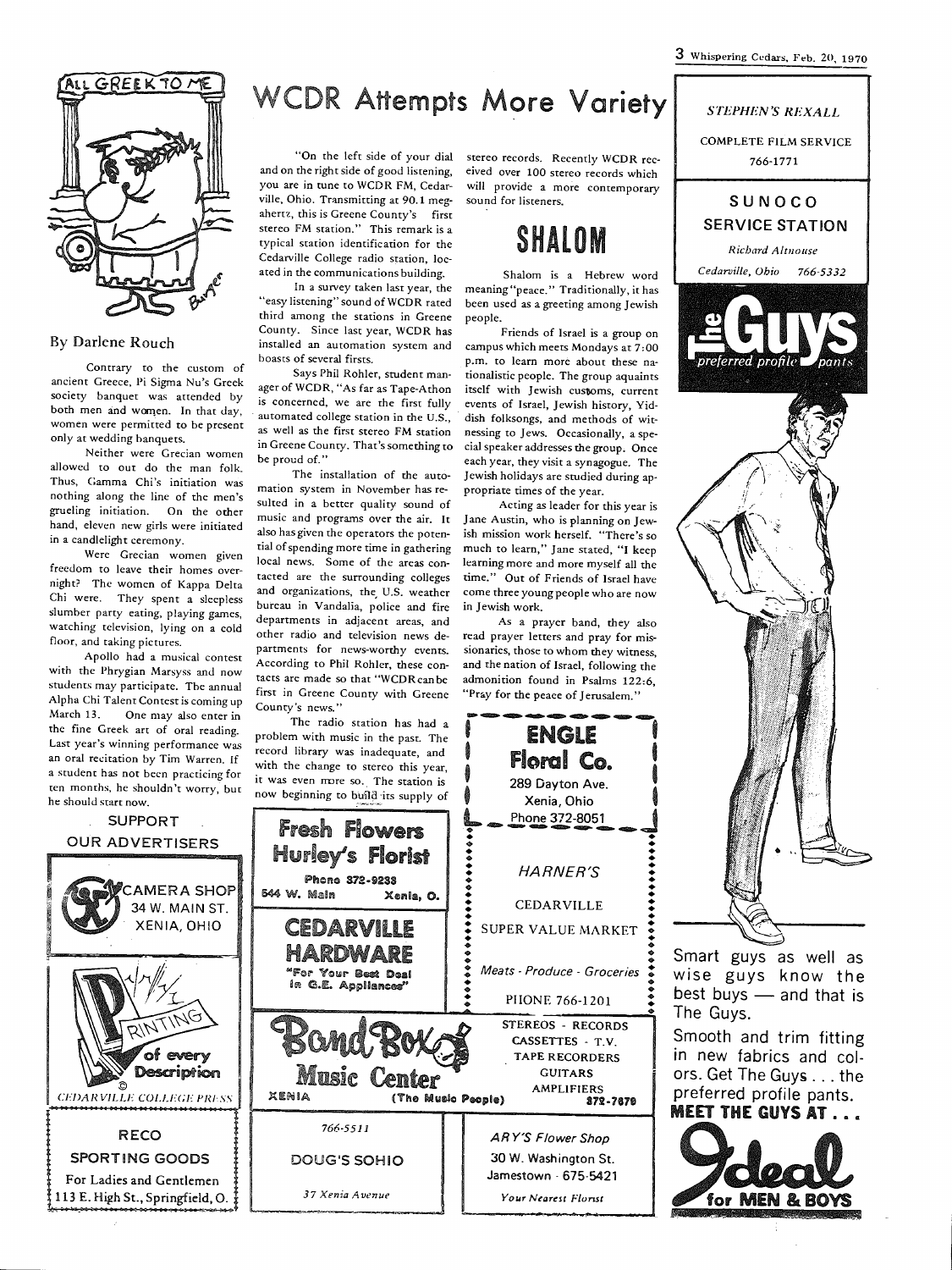# ALL GREEK TO ME

By Darlene Rouch

Contrary to the custom of ancient Greece, Pi Sigma Nu's Greek society banquet was attended by both men and women. In that day, women were permitted to be present only at wedding banquets.

Neither were Grecian women allowed to out do the man folk. Thus, Gamma Chi's initiation was nothing along the line of the men's grueling initiation. On the other hand, eleven new girls were initiated in a candlelight ceremony.

Were Grecian women given freedom to leave their homes overnight? The women of Kappa Delta Chi were. They spent a sleepless slumber party eating, playing games, watching television, lying on a cold floor, and taking pictures.

Apollo had a musical contest with the Phrygian Marsyss and now students may participate. The annual Alpha Chi Talent Contest is coming up March 13. One may also enter in the fine Greek art of oral reading. Last year's winning performance was an oral recitation by Tim Warren. If a student has not been practicing for ten months, he shouldn't worry, but he should start now.

# WCDR Attempts More Variety

"On the left side of your dial and on the right side of good listening, you are in tune to WCDR FM, Cedarville, Ohio. Transmitting at 90.1 megahertz, this is Greene County's first stereo FM station." This remark is a typical station identification for the Cedarville College radio station, located in the communications building.

In a survey taken last year, the "easy listening" sound of WCDR rated third among the stations in Greene County. Since last year, WCDR has installed an automation system and boasts of several firsts.

Says Phil Rohler, student manager of WCDR, "As far as Tape-Athon is concerned, we are the first fully automated college station in the U.S., as well as the first stereo FM station in Greene County. That's something to be proud of."

The installation of the automation system in November has resulted in a better quality sound of music and programs over the air. It also has given the operators the potential of spending more time in gathering local news. Some of the areas contacted are the surrounding colleges and organizations, the U.S. weather bureau in Vandalia, police and fire departments in adjacent areas, and other radio and television news departments for news-worthy events. According to Phil Rohler, these contacts are made so that "WCDR can be first in Greene County with Greene County's news."

The radio station has had a problem with music in the past. The record library was inadequate, and with the change to stereo this year, it was even more so. The station is now beginning to build its supply of stereo records. Recently WCDR received over 100 stereo records which will provide a more contemporary sound for listeners.

# SHALOM

Shalom is a Hebrew word meaning "peace." Traditionally, it has been used as a greeting among Jewish people.

Friends of Israel is a group on campus which meets Mondays at 7:00 p.m. to learn more about these nationalistic people. The group aquaints itself with Jewish customs, current events of Israel, Jewish history, Yiddish folksongs, and methods of witnessing to Jews. Occasionally, a special speaker addresses the group. Once each year, they visit a synagogue. The Jewish holidays are studied during appropriate times of the year.

Acting as leader for this year is Jane Austin, who is planning on Jewish mission work herself. "There's so much to learn," Jane stated, "I keep learning more and more myself all the time." Out of Friends of Israel have come three young people who are now in Jewish work.

As a prayer band, they also read prayer letters and pray for missionaries, those to whom they witness, and the nation of Israel, following the admonition found in Psalms 122:6, "Pray for the peace of Jerusalem."

SUPPORT OUR ADVERTISERS

CAMERA SHOP
34 W. MAIN ST.
XENIA, OHIO

PRINTING of every Description
CEDARVILLE COLLEGE PRESS

RECO SPORTING GOODS
For Ladies and Gentlemen
113 E. High St., Springfield, O.

Fresh Flowers
Hurley's Florist
Phone 372-9233
544 W. Main Xenia, O.

CEDARVILLE HARDWARE
"For Your Best Deal in G.E. Appliances"

ENGLE Floral Co.
289 Dayton Ave.
Xenia, Ohio
Phone 372-8051

HARNER'S
CEDARVILLE
SUPER VALUE MARKET
Meats - Produce - Groceries
PHONE 766-1201

Band Box Music Center
XENIA (The Music People)
STEREOS - RECORDS
CASSETTES - T.V.
TAPE RECORDERS
GUITARS
AMPLIFIERS
372-7878

766-5511
DOUG'S SOHIO
37 Xenia Avenue

ARY'S Flower Shop
30 W. Washington St.
Jamestown - 675-5421
Your Nearest Florist

STEPHEN'S REXALL
COMPLETE FILM SERVICE
766-1771

SUNOCO SERVICE STATION
Richard Altnouse
Cedarville, Ohio 766-5332

The Guys
preferred profile pants

Smart guys as well as wise guys know the best buys — and that is The Guys.

Smooth and trim fitting in new fabrics and colors. Get The Guys . . . the preferred profile pants.

**MEET THE GUYS AT . . .**

Ideal for MEN & BOYS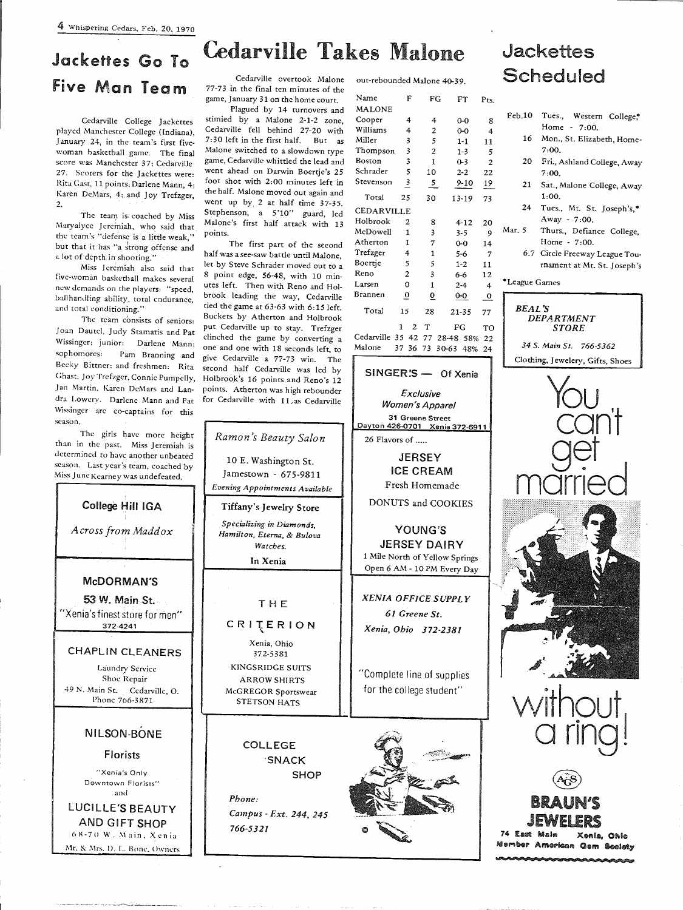## Jackettes Go To Five Man Team

Cedarville College Jackettes played Manchester College (Indiana), January 24, in the team's first five-woman basketball game. The final score was Manchester 37; Cedarville 27. Scorers for the Jackettes were: Rita Gast, 11 points; Darlene Mann, 4; Karen DeMars, 4; and Joy Trefzger, 2.

The team is coached by Miss Maryalyce Jeremiah, who said that the team's "defense is a little weak," but that it has "a strong offense and a lot of depth in shooting."

Miss Jeremiah also said that five-woman basketball makes several new demands on the players: "speed, ballhandling ability, total endurance, and total conditioning."

The team consists of seniors: Joan Dautel, Judy Stamatis and Pat Wissinger; junior: Darlene Mann; sophomores: Pam Branning and Becky Bittner; and freshmen: Rita Ghast, Joy Trefzger, Connie Pumpelly, Jan Martin, Karen DeMars and Landra Lowery. Darlene Mann and Pat Wissinger are co-captains for this season.

The girls have more height than in the past. Miss Jeremiah is determined to have another unbeaten season. Last year's team, coached by Miss June Kearney was undefeated.

# Cedarville Takes Malone

Cedarville overtook Malone 77-73 in the final ten minutes of the game, January 31 on the home court.

Plagued by 14 turnovers and stimied by a Malone 2-1-2 zone, Cedarville fell behind 27-20 with 7:30 left in the first half. But as Malone switched to a slowdown type game, Cedarville whittled the lead and went ahead on Darwin Boertje's 25 foot shot with 2:00 minutes left in the half. Malone moved out again and went up by 2 at half time 37-35. Stephenson, a 5'10" guard, led Malone's first half attack with 13 points.

The first part of the second half was a see-saw battle until Malone, let by Steve Schrader moved out to a 8 point edge, 56-48, with 10 minutes left. Then with Reno and Holbrook leading the way, Cedarville tied the game at 63-63 with 6:15 left. Buckets by Atherton and Holbrook put Cedarville up to stay. Trefzger clinched the game by converting a one and one with 18 seconds left, to give Cedarville a 77-73 win. The second half Cedarville was led by Holbrook's 16 points and Reno's 12 points. Atherton was high rebounder for Cedarville with 11, as Cedarville out-rebounded Malone 40-39.

| Name | F | FG | FT | Pts. |
|---|---|---|---|---|
| MALONE | | | | |
| Cooper | 4 | 4 | 0-0 | 8 |
| Williams | 4 | 2 | 0-0 | 4 |
| Miller | 3 | 5 | 1-1 | 11 |
| Thompson | 3 | 2 | 1-3 | 5 |
| Boston | 3 | 1 | 0-3 | 2 |
| Schrader | 5 | 10 | 2-2 | 22 |
| Stevenson | 3 | 5 | 9-10 | 19 |
| Total | 25 | 30 | 13-19 | 73 |
| CEDARVILLE | | | | |
| Holbrook | 2 | 8 | 4-12 | 20 |
| McDowell | 1 | 3 | 3-5 | 9 |
| Atherton | 1 | 7 | 0-0 | 14 |
| Trefzger | 4 | 1 | 5-6 | 7 |
| Boertje | 5 | 5 | 1-2 | 11 |
| Reno | 2 | 3 | 6-6 | 12 |
| Larsen | 0 | 1 | 2-4 | 4 |
| Brannen | 0 | 0 | 0-0 | 0 |
| Total | 15 | 28 | 21-35 | 77 |

| | 1 | 2 | T | FG | | TO |
|---|---|---|---|---|---|---|
| Cedarville | 35 | 42 | 77 | 28-48 | 58% | 22 |
| Malone | 37 | 36 | 73 | 30-63 | 48% | 24 |

## Jackettes Scheduled

Feb. 10 Tues., Western College,* Home - 7:00.
16 Mon., St. Elizabeth, Home - 7:00.
20 Fri., Ashland College, Away 7:00.
21 Sat., Malone College, Away 1:00.
24 Tues., Mt. St. Joseph's,* Away - 7:00.
Mar. 5 Thurs., Defiance College, Home - 7:00.
6,7 Circle Freeway League Tournament at Mt. St. Joseph's

*League Games

---

**BEAL'S DEPARTMENT STORE**
34 S. Main St. 766-5362
Clothing, Jewelery, Gifts, Shoes

---

**College Hill IGA**
*Across from Maddox*

---

**McDORMAN'S**
53 W. Main St.
"Xenia's finest store for men"
372-4241

---

**CHAPLIN CLEANERS**
Laundry Service
Shoe Repair
49 N. Main St. Cedarville, O.
Phone 766-3871

---

**NILSON-BONE Florists**
"Xenia's Only Downtown Florists"
and
**LUCILLE'S BEAUTY AND GIFT SHOP**
68-70 W. Main, Xenia
Mr. & Mrs. D. L. Bone, Owners

---

*Ramon's Beauty Salon*
10 E. Washington St.
Jamestown - 675-9811
*Evening Appointments Available*

---

**Tiffany's Jewelry Store**
*Specializing in Diamonds, Hamilton, Eterna, & Bulova Watches.*
In Xenia

---

**THE CRITERION**
Xenia, Ohio
372-5381
KINGSRIDGE SUITS
ARROW SHIRTS
McGREGOR Sportswear
STETSON HATS

---

**SINGER'S — Of Xenia**
*Exclusive Women's Apparel*
31 Greene Street
Dayton 426-0701 Xenia 372-6911

---

26 Flavors of .....
**JERSEY ICE CREAM**
Fresh Homemade
DONUTS and COOKIES
**YOUNG'S JERSEY DAIRY**
1 Mile North of Yellow Springs
Open 6 AM - 10 PM Every Day

---

*XENIA OFFICE SUPPLY*
*61 Greene St.*
*Xenia, Ohio 372-2381*

"Complete line of supplies for the college student"

---

**COLLEGE SNACK SHOP**
*Phone:*
*Campus - Ext. 244, 245*
*766-5321*

---

You can't get married without a ring!

AGS
**BRAUN'S JEWELERS**
74 East Main Xenia, Ohio
Member American Gem Society